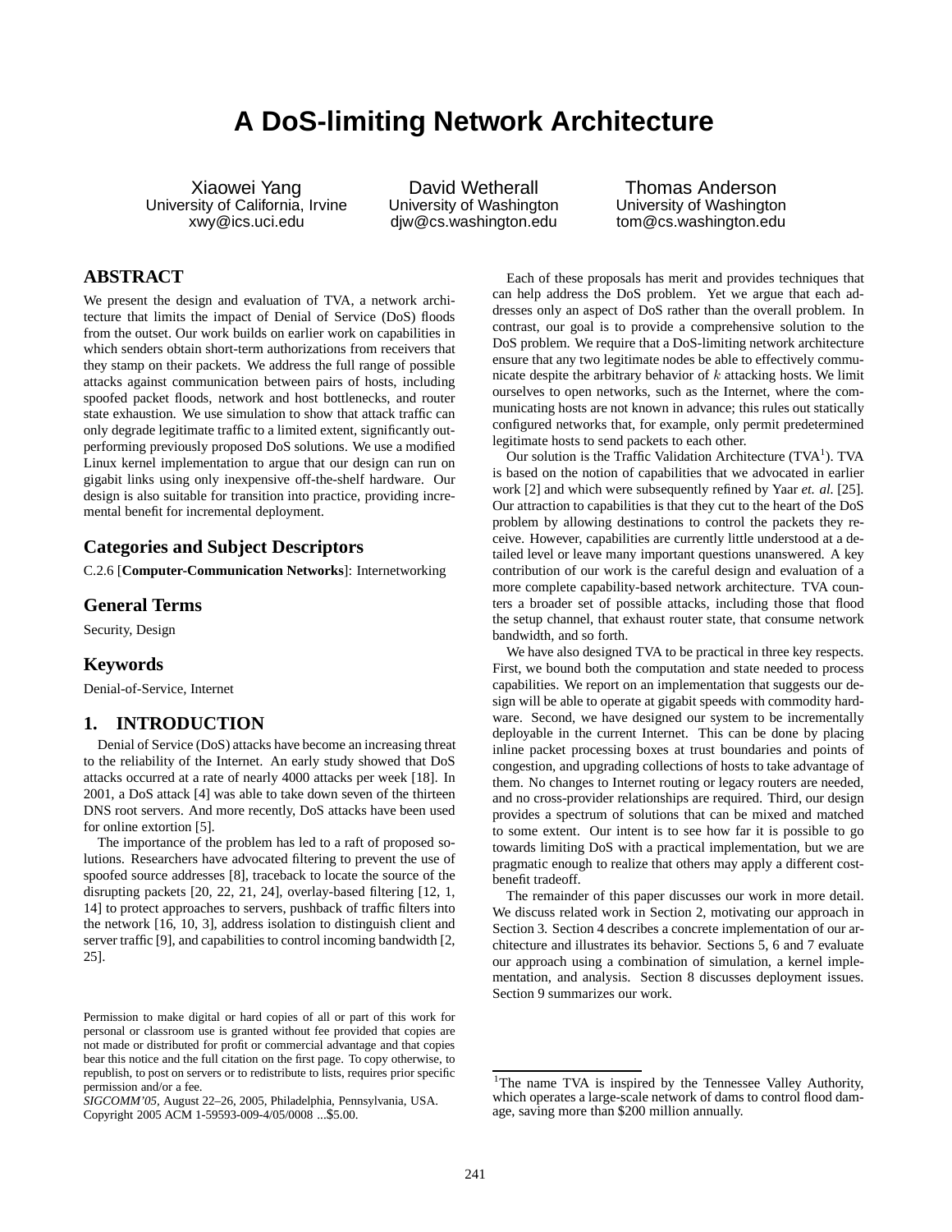# A DoS-limiting Network Architecture

Xiaowei Yang
University of California, Irvine
xwy@ics.uci.edu

David Wetherall
University of Washington
djw@cs.washington.edu

Thomas Anderson
University of Washington
tom@cs.washington.edu

## ABSTRACT

We present the design and evaluation of TVA, a network architecture that limits the impact of Denial of Service (DoS) floods from the outset. Our work builds on earlier work on capabilities in which senders obtain short-term authorizations from receivers that they stamp on their packets. We address the full range of possible attacks against communication between pairs of hosts, including spoofed packet floods, network and host bottlenecks, and router state exhaustion. We use simulation to show that attack traffic can only degrade legitimate traffic to a limited extent, significantly outperforming previously proposed DoS solutions. We use a modified Linux kernel implementation to argue that our design can run on gigabit links using only inexpensive off-the-shelf hardware. Our design is also suitable for transition into practice, providing incremental benefit for incremental deployment.

## Categories and Subject Descriptors

C.2.6 [**Computer-Communication Networks**]: Internetworking

## General Terms

Security, Design

## Keywords

Denial-of-Service, Internet

## 1. INTRODUCTION

Denial of Service (DoS) attacks have become an increasing threat to the reliability of the Internet. An early study showed that DoS attacks occurred at a rate of nearly 4000 attacks per week [18]. In 2001, a DoS attack [4] was able to take down seven of the thirteen DNS root servers. And more recently, DoS attacks have been used for online extortion [5].

The importance of the problem has led to a raft of proposed solutions. Researchers have advocated filtering to prevent the use of spoofed source addresses [8], traceback to locate the source of the disrupting packets [20, 22, 21, 24], overlay-based filtering [12, 1, 14] to protect approaches to servers, pushback of traffic filters into the network [16, 10, 3], address isolation to distinguish client and server traffic [9], and capabilities to control incoming bandwidth [2, 25].

Each of these proposals has merit and provides techniques that can help address the DoS problem. Yet we argue that each addresses only an aspect of DoS rather than the overall problem. In contrast, our goal is to provide a comprehensive solution to the DoS problem. We require that a DoS-limiting network architecture ensure that any two legitimate nodes be able to effectively communicate despite the arbitrary behavior of $k$ attacking hosts. We limit ourselves to open networks, such as the Internet, where the communicating hosts are not known in advance; this rules out statically configured networks that, for example, only permit predetermined legitimate hosts to send packets to each other.

Our solution is the Traffic Validation Architecture (TVA[1]). TVA is based on the notion of capabilities that we advocated in earlier work [2] and which were subsequently refined by Yaar *et. al.* [25]. Our attraction to capabilities is that they cut to the heart of the DoS problem by allowing destinations to control the packets they receive. However, capabilities are currently little understood at a detailed level or leave many important questions unanswered. A key contribution of our work is the careful design and evaluation of a more complete capability-based network architecture. TVA counters a broader set of possible attacks, including those that flood the setup channel, that exhaust router state, that consume network bandwidth, and so forth.

We have also designed TVA to be practical in three key respects. First, we bound both the computation and state needed to process capabilities. We report on an implementation that suggests our design will be able to operate at gigabit speeds with commodity hardware. Second, we have designed our system to be incrementally deployable in the current Internet. This can be done by placing inline packet processing boxes at trust boundaries and points of congestion, and upgrading collections of hosts to take advantage of them. No changes to Internet routing or legacy routers are needed, and no cross-provider relationships are required. Third, our design provides a spectrum of solutions that can be mixed and matched to some extent. Our intent is to see how far it is possible to go towards limiting DoS with a practical implementation, but we are pragmatic enough to realize that others may apply a different cost-benefit tradeoff.

The remainder of this paper discusses our work in more detail. We discuss related work in Section 2, motivating our approach in Section 3. Section 4 describes a concrete implementation of our architecture and illustrates its behavior. Sections 5, 6 and 7 evaluate our approach using a combination of simulation, a kernel implementation, and analysis. Section 8 discusses deployment issues. Section 9 summarizes our work.

[1]The name TVA is inspired by the Tennessee Valley Authority, which operates a large-scale network of dams to control flood damage, saving more than $200 million annually.

Permission to make digital or hard copies of all or part of this work for personal or classroom use is granted without fee provided that copies are not made or distributed for profit or commercial advantage and that copies bear this notice and the full citation on the first page. To copy otherwise, to republish, to post on servers or to redistribute to lists, requires prior specific permission and/or a fee.
*SIGCOMM'05,* August 22–26, 2005, Philadelphia, Pennsylvania, USA.
Copyright 2005 ACM 1-59593-009-4/05/0008 ...$5.00.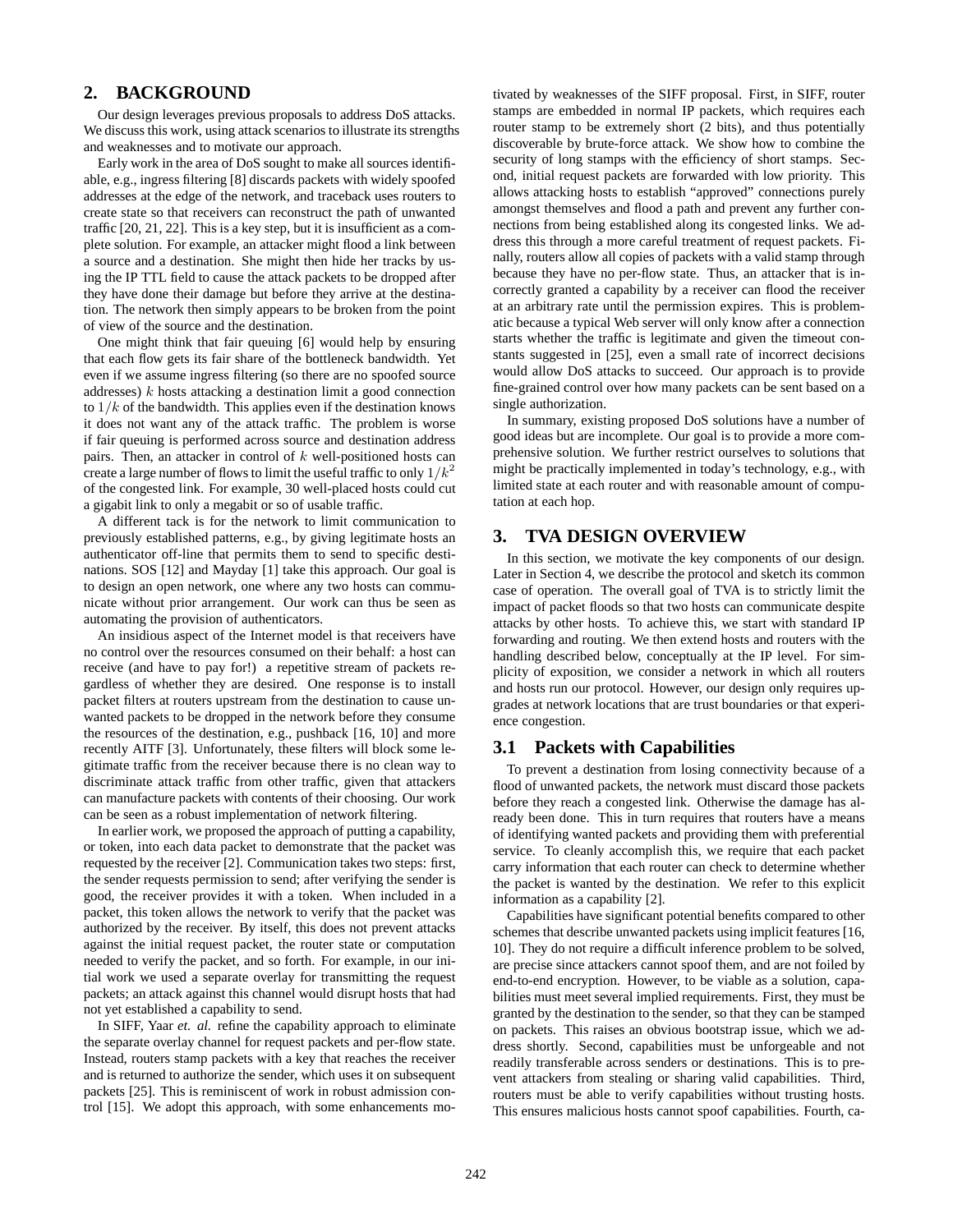## 2. BACKGROUND

Our design leverages previous proposals to address DoS attacks. We discuss this work, using attack scenarios to illustrate its strengths and weaknesses and to motivate our approach.

Early work in the area of DoS sought to make all sources identifiable, e.g., ingress filtering [8] discards packets with widely spoofed addresses at the edge of the network, and traceback uses routers to create state so that receivers can reconstruct the path of unwanted traffic [20, 21, 22]. This is a key step, but it is insufficient as a complete solution. For example, an attacker might flood a link between a source and a destination. She might then hide her tracks by using the IP TTL field to cause the attack packets to be dropped after they have done their damage but before they arrive at the destination. The network then simply appears to be broken from the point of view of the source and the destination.

One might think that fair queuing [6] would help by ensuring that each flow gets its fair share of the bottleneck bandwidth. Yet even if we assume ingress filtering (so there are no spoofed source addresses) $k$ hosts attacking a destination limit a good connection to $1/k$ of the bandwidth. This applies even if the destination knows it does not want any of the attack traffic. The problem is worse if fair queuing is performed across source and destination address pairs. Then, an attacker in control of $k$ well-positioned hosts can create a large number of flows to limit the useful traffic to only $1/k^2$ of the congested link. For example, 30 well-placed hosts could cut a gigabit link to only a megabit or so of usable traffic.

A different tack is for the network to limit communication to previously established patterns, e.g., by giving legitimate hosts an authenticator off-line that permits them to send to specific destinations. SOS [12] and Mayday [1] take this approach. Our goal is to design an open network, one where any two hosts can communicate without prior arrangement. Our work can thus be seen as automating the provision of authenticators.

An insidious aspect of the Internet model is that receivers have no control over the resources consumed on their behalf: a host can receive (and have to pay for!) a repetitive stream of packets regardless of whether they are desired. One response is to install packet filters at routers upstream from the destination to cause unwanted packets to be dropped in the network before they consume the resources of the destination, e.g., pushback [16, 10] and more recently AITF [3]. Unfortunately, these filters will block some legitimate traffic from the receiver because there is no clean way to discriminate attack traffic from other traffic, given that attackers can manufacture packets with contents of their choosing. Our work can be seen as a robust implementation of network filtering.

In earlier work, we proposed the approach of putting a capability, or token, into each data packet to demonstrate that the packet was requested by the receiver [2]. Communication takes two steps: first, the sender requests permission to send; after verifying the sender is good, the receiver provides it with a token. When included in a packet, this token allows the network to verify that the packet was authorized by the receiver. By itself, this does not prevent attacks against the initial request packet, the router state or computation needed to verify the packet, and so forth. For example, in our initial work we used a separate overlay for transmitting the request packets; an attack against this channel would disrupt hosts that had not yet established a capability to send.

In SIFF, Yaar *et. al.* refine the capability approach to eliminate the separate overlay channel for request packets and per-flow state. Instead, routers stamp packets with a key that reaches the receiver and is returned to authorize the sender, which uses it on subsequent packets [25]. This is reminiscent of work in robust admission control [15]. We adopt this approach, with some enhancements motivated by weaknesses of the SIFF proposal. First, in SIFF, router stamps are embedded in normal IP packets, which requires each router stamp to be extremely short (2 bits), and thus potentially discoverable by brute-force attack. We show how to combine the security of long stamps with the efficiency of short stamps. Second, initial request packets are forwarded with low priority. This allows attacking hosts to establish "approved" connections purely amongst themselves and flood a path and prevent any further connections from being established along its congested links. We address this through a more careful treatment of request packets. Finally, routers allow all copies of packets with a valid stamp through because they have no per-flow state. Thus, an attacker that is incorrectly granted a capability by a receiver can flood the receiver at an arbitrary rate until the permission expires. This is problematic because a typical Web server will only know after a connection starts whether the traffic is legitimate and given the timeout constants suggested in [25], even a small rate of incorrect decisions would allow DoS attacks to succeed. Our approach is to provide fine-grained control over how many packets can be sent based on a single authorization.

In summary, existing proposed DoS solutions have a number of good ideas but are incomplete. Our goal is to provide a more comprehensive solution. We further restrict ourselves to solutions that might be practically implemented in today's technology, e.g., with limited state at each router and with reasonable amount of computation at each hop.

## 3. TVA DESIGN OVERVIEW

In this section, we motivate the key components of our design. Later in Section 4, we describe the protocol and sketch its common case of operation. The overall goal of TVA is to strictly limit the impact of packet floods so that two hosts can communicate despite attacks by other hosts. To achieve this, we start with standard IP forwarding and routing. We then extend hosts and routers with the handling described below, conceptually at the IP level. For simplicity of exposition, we consider a network in which all routers and hosts run our protocol. However, our design only requires upgrades at network locations that are trust boundaries or that experience congestion.

### 3.1 Packets with Capabilities

To prevent a destination from losing connectivity because of a flood of unwanted packets, the network must discard those packets before they reach a congested link. Otherwise the damage has already been done. This in turn requires that routers have a means of identifying wanted packets and providing them with preferential service. To cleanly accomplish this, we require that each packet carry information that each router can check to determine whether the packet is wanted by the destination. We refer to this explicit information as a capability [2].

Capabilities have significant potential benefits compared to other schemes that describe unwanted packets using implicit features [16, 10]. They do not require a difficult inference problem to be solved, are precise since attackers cannot spoof them, and are not foiled by end-to-end encryption. However, to be viable as a solution, capabilities must meet several implied requirements. First, they must be granted by the destination to the sender, so that they can be stamped on packets. This raises an obvious bootstrap issue, which we address shortly. Second, capabilities must be unforgeable and not readily transferable across senders or destinations. This is to prevent attackers from stealing or sharing valid capabilities. Third, routers must be able to verify capabilities without trusting hosts. This ensures malicious hosts cannot spoof capabilities. Fourth, ca-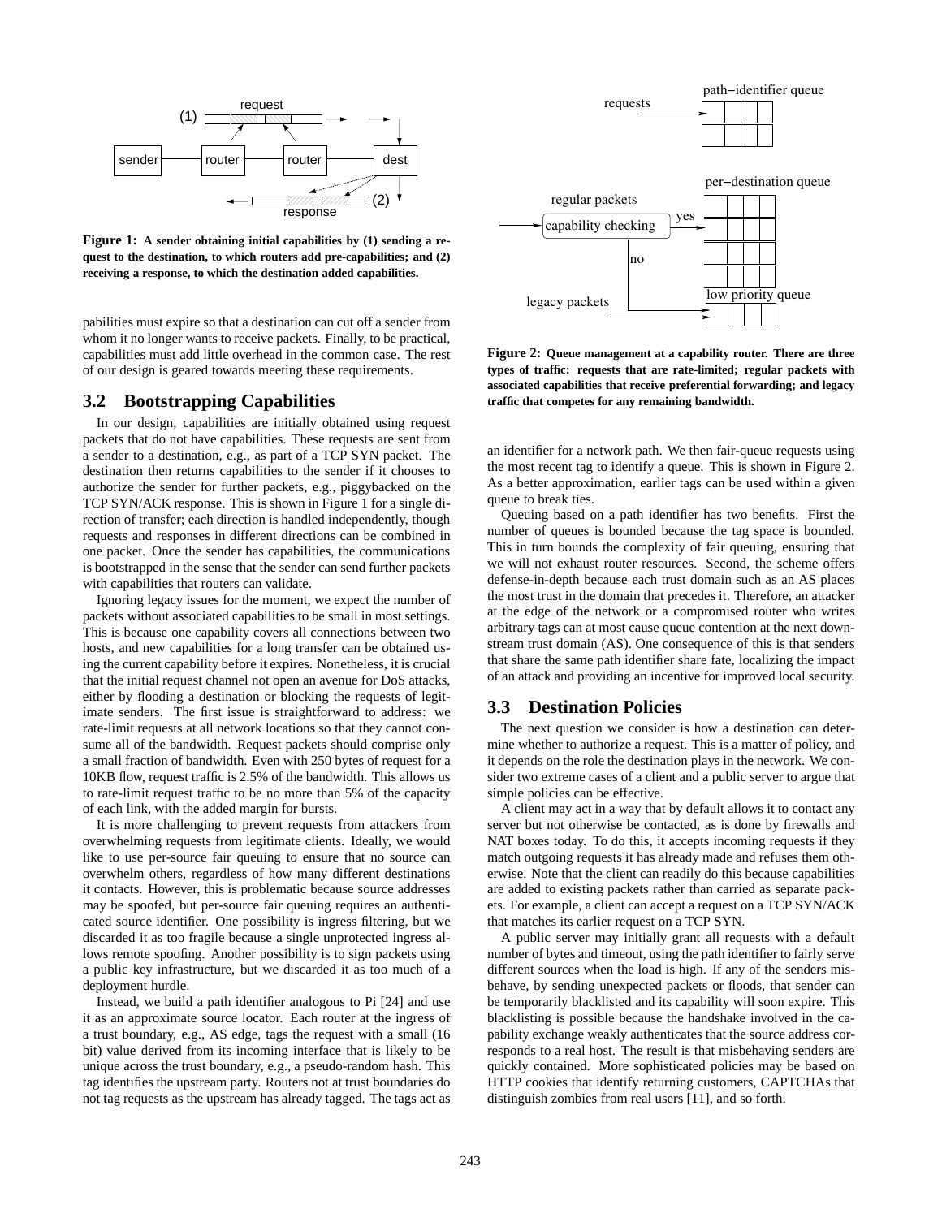**Figure 1: A sender obtaining initial capabilities by (1) sending a request to the destination, to which routers add pre-capabilities; and (2) receiving a response, to which the destination added capabilities.**

pabilities must expire so that a destination can cut off a sender from whom it no longer wants to receive packets. Finally, to be practical, capabilities must add little overhead in the common case. The rest of our design is geared towards meeting these requirements.

## 3.2 Bootstrapping Capabilities

In our design, capabilities are initially obtained using request packets that do not have capabilities. These requests are sent from a sender to a destination, e.g., as part of a TCP SYN packet. The destination then returns capabilities to the sender if it chooses to authorize the sender for further packets, e.g., piggybacked on the TCP SYN/ACK response. This is shown in Figure 1 for a single direction of transfer; each direction is handled independently, though requests and responses in different directions can be combined in one packet. Once the sender has capabilities, the communications is bootstrapped in the sense that the sender can send further packets with capabilities that routers can validate.

Ignoring legacy issues for the moment, we expect the number of packets without associated capabilities to be small in most settings. This is because one capability covers all connections between two hosts, and new capabilities for a long transfer can be obtained using the current capability before it expires. Nonetheless, it is crucial that the initial request channel not open an avenue for DoS attacks, either by flooding a destination or blocking the requests of legitimate senders. The first issue is straightforward to address: we rate-limit requests at all network locations so that they cannot consume all of the bandwidth. Request packets should comprise only a small fraction of bandwidth. Even with 250 bytes of request for a 10KB flow, request traffic is 2.5% of the bandwidth. This allows us to rate-limit request traffic to be no more than 5% of the capacity of each link, with the added margin for bursts.

It is more challenging to prevent requests from attackers from overwhelming requests from legitimate clients. Ideally, we would like to use per-source fair queuing to ensure that no source can overwhelm others, regardless of how many different destinations it contacts. However, this is problematic because source addresses may be spoofed, but per-source fair queuing requires an authenticated source identifier. One possibility is ingress filtering, but we discarded it as too fragile because a single unprotected ingress allows remote spoofing. Another possibility is to sign packets using a public key infrastructure, but we discarded it as too much of a deployment hurdle.

Instead, we build a path identifier analogous to Pi [24] and use it as an approximate source locator. Each router at the ingress of a trust boundary, e.g., AS edge, tags the request with a small (16 bit) value derived from its incoming interface that is likely to be unique across the trust boundary, e.g., a pseudo-random hash. This tag identifies the upstream party. Routers not at trust boundaries do not tag requests as the upstream has already tagged. The tags act as an identifier for a network path. We then fair-queue requests using the most recent tag to identify a queue. This is shown in Figure 2. As a better approximation, earlier tags can be used within a given queue to break ties.

**Figure 2: Queue management at a capability router. There are three types of traffic: requests that are rate-limited; regular packets with associated capabilities that receive preferential forwarding; and legacy traffic that competes for any remaining bandwidth.**

Queuing based on a path identifier has two benefits. First the number of queues is bounded because the tag space is bounded. This in turn bounds the complexity of fair queuing, ensuring that we will not exhaust router resources. Second, the scheme offers defense-in-depth because each trust domain such as an AS places the most trust in the domain that precedes it. Therefore, an attacker at the edge of the network or a compromised router who writes arbitrary tags can at most cause queue contention at the next downstream trust domain (AS). One consequence of this is that senders that share the same path identifier share fate, localizing the impact of an attack and providing an incentive for improved local security.

## 3.3 Destination Policies

The next question we consider is how a destination can determine whether to authorize a request. This is a matter of policy, and it depends on the role the destination plays in the network. We consider two extreme cases of a client and a public server to argue that simple policies can be effective.

A client may act in a way that by default allows it to contact any server but not otherwise be contacted, as is done by firewalls and NAT boxes today. To do this, it accepts incoming requests if they match outgoing requests it has already made and refuses them otherwise. Note that the client can readily do this because capabilities are added to existing packets rather than carried as separate packets. For example, a client can accept a request on a TCP SYN/ACK that matches its earlier request on a TCP SYN.

A public server may initially grant all requests with a default number of bytes and timeout, using the path identifier to fairly serve different sources when the load is high. If any of the senders misbehave, by sending unexpected packets or floods, that sender can be temporarily blacklisted and its capability will soon expire. This blacklisting is possible because the handshake involved in the capability exchange weakly authenticates that the source address corresponds to a real host. The result is that misbehaving senders are quickly contained. More sophisticated policies may be based on HTTP cookies that identify returning customers, CAPTCHAs that distinguish zombies from real users [11], and so forth.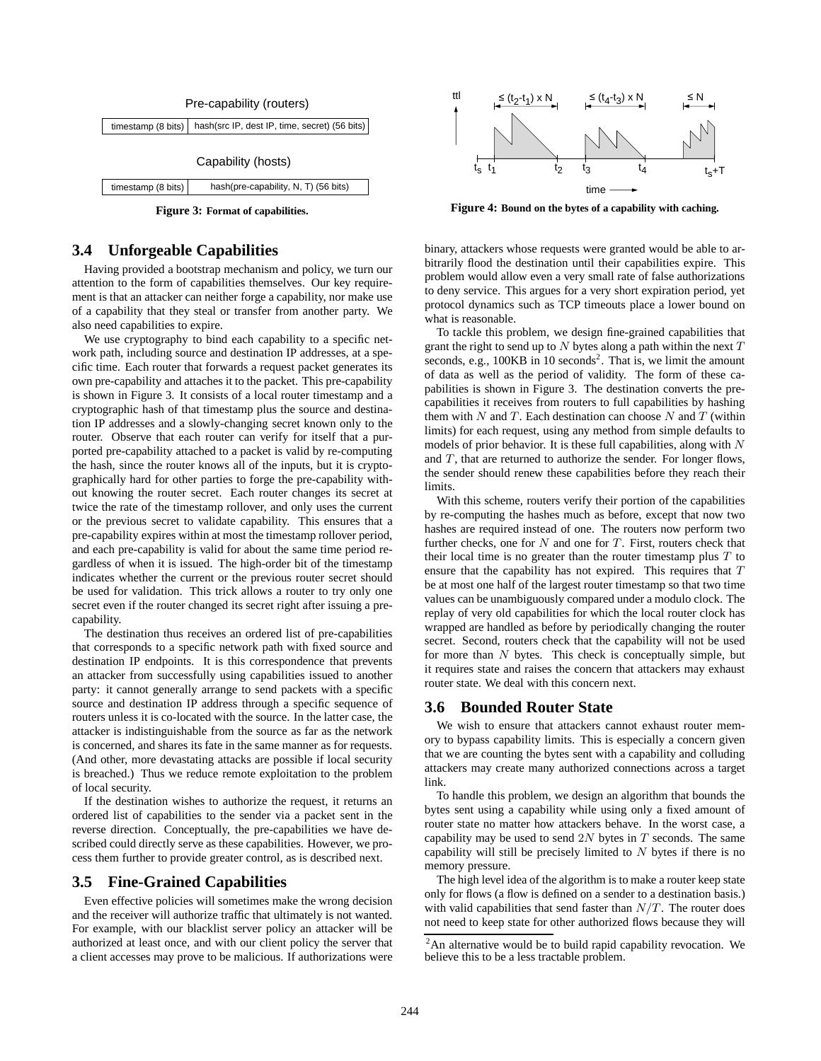Pre-capability (routers)

| timestamp (8 bits) | hash(src IP, dest IP, time, secret) (56 bits) |
|---|---|

Capability (hosts)

| timestamp (8 bits) | hash(pre-capability, N, T) (56 bits) |
|---|---|

**Figure 3: Format of capabilities.**

**Figure 4: Bound on the bytes of a capability with caching.**

### 3.4 Unforgeable Capabilities

Having provided a bootstrap mechanism and policy, we turn our attention to the form of capabilities themselves. Our key requirement is that an attacker can neither forge a capability, nor make use of a capability that they steal or transfer from another party. We also need capabilities to expire.

We use cryptography to bind each capability to a specific network path, including source and destination IP addresses, at a specific time. Each router that forwards a request packet generates its own pre-capability and attaches it to the packet. This pre-capability is shown in Figure 3. It consists of a local router timestamp and a cryptographic hash of that timestamp plus the source and destination IP addresses and a slowly-changing secret known only to the router. Observe that each router can verify for itself that a purported pre-capability attached to a packet is valid by re-computing the hash, since the router knows all of the inputs, but it is cryptographically hard for other parties to forge the pre-capability without knowing the router secret. Each router changes its secret at twice the rate of the timestamp rollover, and only uses the current or the previous secret to validate capability. This ensures that a pre-capability expires within at most the timestamp rollover period, and each pre-capability is valid for about the same time period regardless of when it is issued. The high-order bit of the timestamp indicates whether the current or the previous router secret should be used for validation. This trick allows a router to try only one secret even if the router changed its secret right after issuing a pre-capability.

The destination thus receives an ordered list of pre-capabilities that corresponds to a specific network path with fixed source and destination IP endpoints. It is this correspondence that prevents an attacker from successfully using capabilities issued to another party: it cannot generally arrange to send packets with a specific source and destination IP address through a specific sequence of routers unless it is co-located with the source. In the latter case, the attacker is indistinguishable from the source as far as the network is concerned, and shares its fate in the same manner as for requests. (And other, more devastating attacks are possible if local security is breached.) Thus we reduce remote exploitation to the problem of local security.

If the destination wishes to authorize the request, it returns an ordered list of capabilities to the sender via a packet sent in the reverse direction. Conceptually, the pre-capabilities we have described could directly serve as these capabilities. However, we process them further to provide greater control, as is described next.

### 3.5 Fine-Grained Capabilities

Even effective policies will sometimes make the wrong decision and the receiver will authorize traffic that ultimately is not wanted. For example, with our blacklist server policy an attacker will be authorized at least once, and with our client policy the server that a client accesses may prove to be malicious. If authorizations were binary, attackers whose requests were granted would be able to arbitrarily flood the destination until their capabilities expire. This problem would allow even a very small rate of false authorizations to deny service. This argues for a very short expiration period, yet protocol dynamics such as TCP timeouts place a lower bound on what is reasonable.

To tackle this problem, we design fine-grained capabilities that grant the right to send up to $N$ bytes along a path within the next $T$ seconds, e.g., 100KB in 10 seconds[2]. That is, we limit the amount of data as well as the period of validity. The form of these capabilities is shown in Figure 3. The destination converts the pre-capabilities it receives from routers to full capabilities by hashing them with $N$ and $T$. Each destination can choose $N$ and $T$ (within limits) for each request, using any method from simple defaults to models of prior behavior. It is these full capabilities, along with $N$ and $T$, that are returned to authorize the sender. For longer flows, the sender should renew these capabilities before they reach their limits.

With this scheme, routers verify their portion of the capabilities by re-computing the hashes much as before, except that now two hashes are required instead of one. The routers now perform two further checks, one for $N$ and one for $T$. First, routers check that their local time is no greater than the router timestamp plus $T$ to ensure that the capability has not expired. This requires that $T$ be at most one half of the largest router timestamp so that two time values can be unambiguously compared under a modulo clock. The replay of very old capabilities for which the local router clock has wrapped are handled as before by periodically changing the router secret. Second, routers check that the capability will not be used for more than $N$ bytes. This check is conceptually simple, but it requires state and raises the concern that attackers may exhaust router state. We deal with this concern next.

### 3.6 Bounded Router State

We wish to ensure that attackers cannot exhaust router memory to bypass capability limits. This is especially a concern given that we are counting the bytes sent with a capability and colluding attackers may create many authorized connections across a target link.

To handle this problem, we design an algorithm that bounds the bytes sent using a capability while using only a fixed amount of router state no matter how attackers behave. In the worst case, a capability may be used to send $2N$ bytes in $T$ seconds. The same capability will still be precisely limited to $N$ bytes if there is no memory pressure.

The high level idea of the algorithm is to make a router keep state only for flows (a flow is defined on a sender to a destination basis.) with valid capabilities that send faster than $N/T$. The router does not need to keep state for other authorized flows because they will

[2] An alternative would be to build rapid capability revocation. We believe this to be a less tractable problem.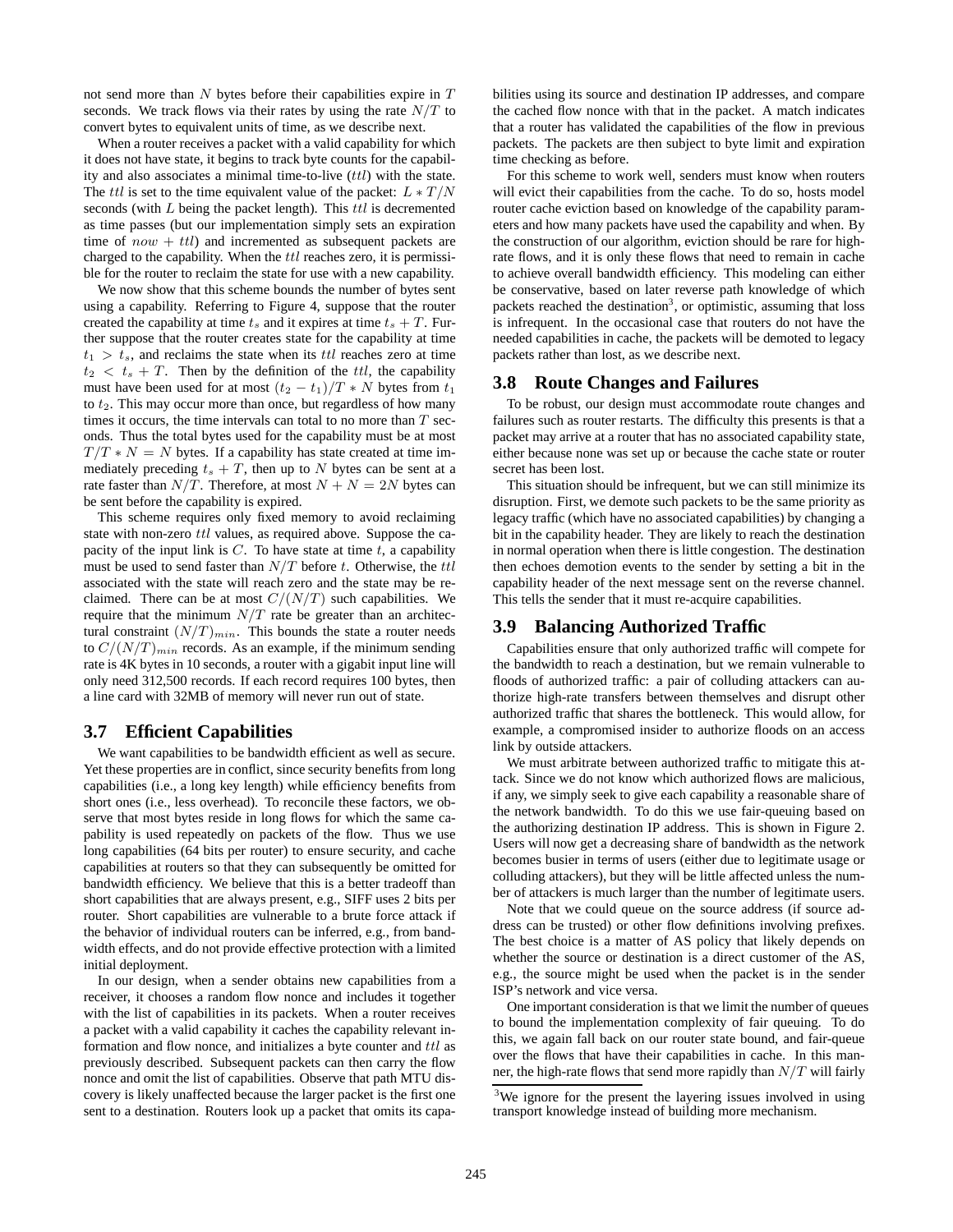not send more than $N$ bytes before their capabilities expire in $T$ seconds. We track flows via their rates by using the rate $N/T$ to convert bytes to equivalent units of time, as we describe next.

When a router receives a packet with a valid capability for which it does not have state, it begins to track byte counts for the capability and also associates a minimal time-to-live ($ttl$) with the state. The $ttl$ is set to the time equivalent value of the packet: $L * T/N$ seconds (with $L$ being the packet length). This $ttl$ is decremented as time passes (but our implementation simply sets an expiration time of $now + ttl$) and incremented as subsequent packets are charged to the capability. When the $ttl$ reaches zero, it is permissible for the router to reclaim the state for use with a new capability.

We now show that this scheme bounds the number of bytes sent using a capability. Referring to Figure 4, suppose that the router created the capability at time $t_s$ and it expires at time $t_s + T$. Further suppose that the router creates state for the capability at time $t_1 > t_s$, and reclaims the state when its $ttl$ reaches zero at time $t_2 < t_s + T$. Then by the definition of the $ttl$, the capability must have been used for at most $(t_2 - t_1)/T * N$ bytes from $t_1$ to $t_2$. This may occur more than once, but regardless of how many times it occurs, the time intervals can total to no more than $T$ seconds. Thus the total bytes used for the capability must be at most $T/T * N = N$ bytes. If a capability has state created at time immediately preceding $t_s + T$, then up to $N$ bytes can be sent at a rate faster than $N/T$. Therefore, at most $N + N = 2N$ bytes can be sent before the capability is expired.

This scheme requires only fixed memory to avoid reclaiming state with non-zero $ttl$ values, as required above. Suppose the capacity of the input link is $C$. To have state at time $t$, a capability must be used to send faster than $N/T$ before $t$. Otherwise, the $ttl$ associated with the state will reach zero and the state may be reclaimed. There can be at most $C/(N/T)$ such capabilities. We require that the minimum $N/T$ rate be greater than an architectural constraint $(N/T)_{min}$. This bounds the state a router needs to $C/(N/T)_{min}$ records. As an example, if the minimum sending rate is 4K bytes in 10 seconds, a router with a gigabit input line will only need 312,500 records. If each record requires 100 bytes, then a line card with 32MB of memory will never run out of state.

### 3.7 Efficient Capabilities

We want capabilities to be bandwidth efficient as well as secure. Yet these properties are in conflict, since security benefits from long capabilities (i.e., a long key length) while efficiency benefits from short ones (i.e., less overhead). To reconcile these factors, we observe that most bytes reside in long flows for which the same capability is used repeatedly on packets of the flow. Thus we use long capabilities (64 bits per router) to ensure security, and cache capabilities at routers so that they can subsequently be omitted for bandwidth efficiency. We believe that this is a better tradeoff than short capabilities that are always present, e.g., SIFF uses 2 bits per router. Short capabilities are vulnerable to a brute force attack if the behavior of individual routers can be inferred, e.g., from bandwidth effects, and do not provide effective protection with a limited initial deployment.

In our design, when a sender obtains new capabilities from a receiver, it chooses a random flow nonce and includes it together with the list of capabilities in its packets. When a router receives a packet with a valid capability it caches the capability relevant information and flow nonce, and initializes a byte counter and $ttl$ as previously described. Subsequent packets can then carry the flow nonce and omit the list of capabilities. Observe that path MTU discovery is likely unaffected because the larger packet is the first one sent to a destination. Routers look up a packet that omits its capabilities using its source and destination IP addresses, and compare the cached flow nonce with that in the packet. A match indicates that a router has validated the capabilities of the flow in previous packets. The packets are then subject to byte limit and expiration time checking as before.

For this scheme to work well, senders must know when routers will evict their capabilities from the cache. To do so, hosts model router cache eviction based on knowledge of the capability parameters and how many packets have used the capability and when. By the construction of our algorithm, eviction should be rare for high-rate flows, and it is only these flows that need to remain in cache to achieve overall bandwidth efficiency. This modeling can either be conservative, based on later reverse path knowledge of which packets reached the destination[3], or optimistic, assuming that loss is infrequent. In the occasional case that routers do not have the needed capabilities in cache, the packets will be demoted to legacy packets rather than lost, as we describe next.

### 3.8 Route Changes and Failures

To be robust, our design must accommodate route changes and failures such as router restarts. The difficulty this presents is that a packet may arrive at a router that has no associated capability state, either because none was set up or because the cache state or router secret has been lost.

This situation should be infrequent, but we can still minimize its disruption. First, we demote such packets to be the same priority as legacy traffic (which have no associated capabilities) by changing a bit in the capability header. They are likely to reach the destination in normal operation when there is little congestion. The destination then echoes demotion events to the sender by setting a bit in the capability header of the next message sent on the reverse channel. This tells the sender that it must re-acquire capabilities.

### 3.9 Balancing Authorized Traffic

Capabilities ensure that only authorized traffic will compete for the bandwidth to reach a destination, but we remain vulnerable to floods of authorized traffic: a pair of colluding attackers can authorize high-rate transfers between themselves and disrupt other authorized traffic that shares the bottleneck. This would allow, for example, a compromised insider to authorize floods on an access link by outside attackers.

We must arbitrate between authorized traffic to mitigate this attack. Since we do not know which authorized flows are malicious, if any, we simply seek to give each capability a reasonable share of the network bandwidth. To do this we use fair-queuing based on the authorizing destination IP address. This is shown in Figure 2. Users will now get a decreasing share of bandwidth as the network becomes busier in terms of users (either due to legitimate usage or colluding attackers), but they will be little affected unless the number of attackers is much larger than the number of legitimate users.

Note that we could queue on the source address (if source address can be trusted) or other flow definitions involving prefixes. The best choice is a matter of AS policy that likely depends on whether the source or destination is a direct customer of the AS, e.g., the source might be used when the packet is in the sender ISP's network and vice versa.

One important consideration is that we limit the number of queues to bound the implementation complexity of fair queuing. To do this, we again fall back on our router state bound, and fair-queue over the flows that have their capabilities in cache. In this manner, the high-rate flows that send more rapidly than $N/T$ will fairly

[3]We ignore for the present the layering issues involved in using transport knowledge instead of building more mechanism.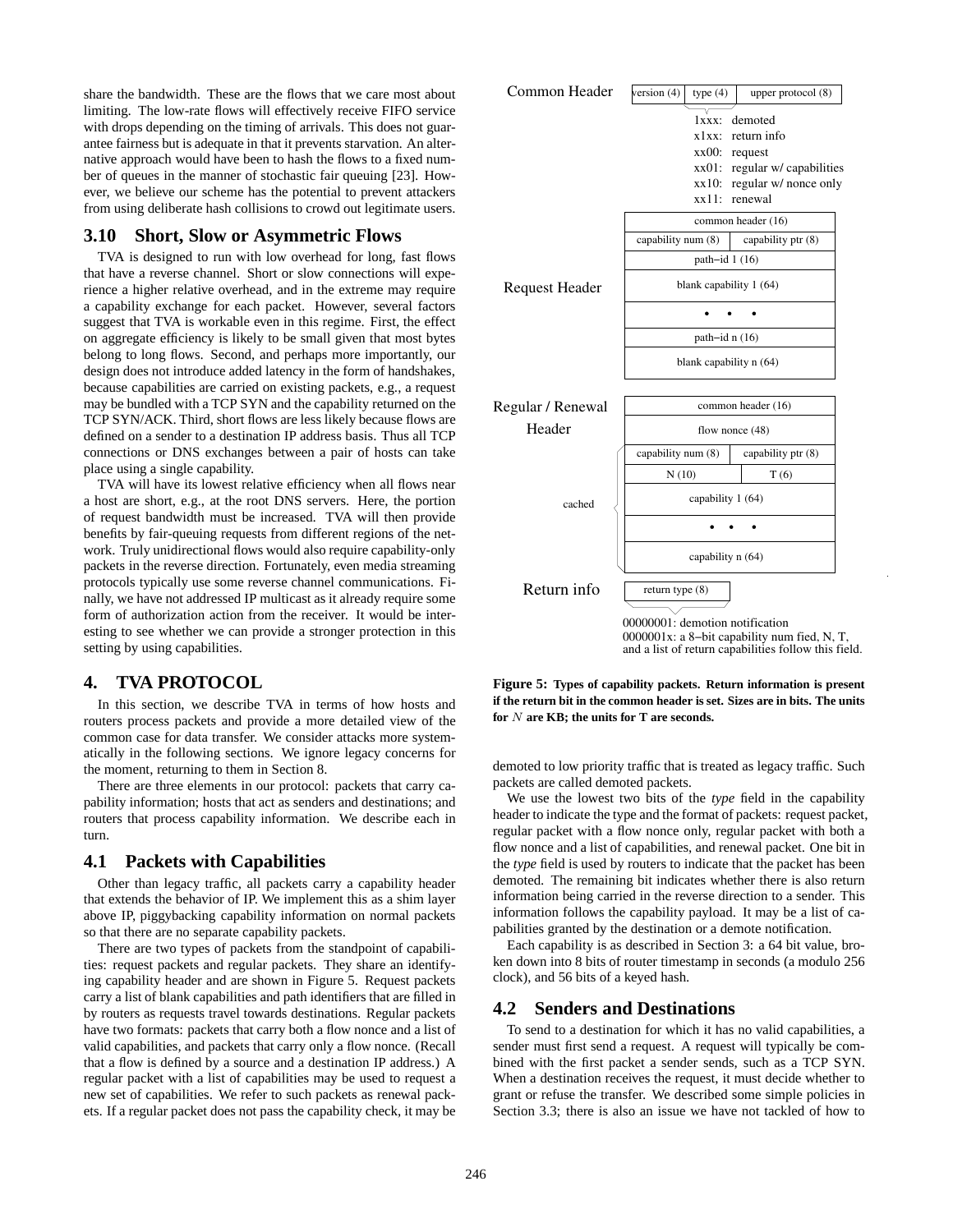share the bandwidth. These are the flows that we care most about limiting. The low-rate flows will effectively receive FIFO service with drops depending on the timing of arrivals. This does not guarantee fairness but is adequate in that it prevents starvation. An alternative approach would have been to hash the flows to a fixed number of queues in the manner of stochastic fair queuing [23]. However, we believe our scheme has the potential to prevent attackers from using deliberate hash collisions to crowd out legitimate users.

## 3.10 Short, Slow or Asymmetric Flows

TVA is designed to run with low overhead for long, fast flows that have a reverse channel. Short or slow connections will experience a higher relative overhead, and in the extreme may require a capability exchange for each packet. However, several factors suggest that TVA is workable even in this regime. First, the effect on aggregate efficiency is likely to be small given that most bytes belong to long flows. Second, and perhaps more importantly, our design does not introduce added latency in the form of handshakes, because capabilities are carried on existing packets, e.g., a request may be bundled with a TCP SYN and the capability returned on the TCP SYN/ACK. Third, short flows are less likely because flows are defined on a sender to a destination IP address basis. Thus all TCP connections or DNS exchanges between a pair of hosts can take place using a single capability.

TVA will have its lowest relative efficiency when all flows near a host are short, e.g., at the root DNS servers. Here, the portion of request bandwidth must be increased. TVA will then provide benefits by fair-queuing requests from different regions of the network. Truly unidirectional flows would also require capability-only packets in the reverse direction. Fortunately, even media streaming protocols typically use some reverse channel communications. Finally, we have not addressed IP multicast as it already require some form of authorization action from the receiver. It would be interesting to see whether we can provide a stronger protection in this setting by using capabilities.

# 4. TVA PROTOCOL

In this section, we describe TVA in terms of how hosts and routers process packets and provide a more detailed view of the common case for data transfer. We consider attacks more systematically in the following sections. We ignore legacy concerns for the moment, returning to them in Section 8.

There are three elements in our protocol: packets that carry capability information; hosts that act as senders and destinations; and routers that process capability information. We describe each in turn.

## 4.1 Packets with Capabilities

Other than legacy traffic, all packets carry a capability header that extends the behavior of IP. We implement this as a shim layer above IP, piggybacking capability information on normal packets so that there are no separate capability packets.

There are two types of packets from the standpoint of capabilities: request packets and regular packets. They share an identifying capability header and are shown in Figure 5. Request packets carry a list of blank capabilities and path identifiers that are filled in by routers as requests travel towards destinations. Regular packets have two formats: packets that carry both a flow nonce and a list of valid capabilities, and packets that carry only a flow nonce. (Recall that a flow is defined by a source and a destination IP address.) A regular packet with a list of capabilities may be used to request a new set of capabilities. We refer to such packets as renewal packets. If a regular packet does not pass the capability check, it may be demoted to low priority traffic that is treated as legacy traffic. Such packets are called demoted packets.

Common Header: version (4) | type (4) | upper protocol (8)

1xxx: demoted
x1xx: return info
xx00: request
xx01: regular w/ capabilities
xx10: regular w/ nonce only
xx11: renewal

Request Header: common header (16) | capability num (8) | capability ptr (8) | path−id 1 (16) | blank capability 1 (64) | • • • | path−id n (16) | blank capability n (64)

Regular / Renewal Header: common header (16) | flow nonce (48) | capability num (8) | capability ptr (8) | N (10) | T (6) | capability 1 (64) | • • • | capability n (64)

cached

Return info: return type (8)

00000001: demotion notification
0000001x: a 8−bit capability num fied, N, T, and a list of return capabilities follow this field.

**Figure 5: Types of capability packets. Return information is present if the return bit in the common header is set. Sizes are in bits. The units for $N$ are KB; the units for T are seconds.**

We use the lowest two bits of the *type* field in the capability header to indicate the type and the format of packets: request packet, regular packet with a flow nonce only, regular packet with both a flow nonce and a list of capabilities, and renewal packet. One bit in the *type* field is used by routers to indicate that the packet has been demoted. The remaining bit indicates whether there is also return information being carried in the reverse direction to a sender. This information follows the capability payload. It may be a list of capabilities granted by the destination or a demote notification.

Each capability is as described in Section 3: a 64 bit value, broken down into 8 bits of router timestamp in seconds (a modulo 256 clock), and 56 bits of a keyed hash.

## 4.2 Senders and Destinations

To send to a destination for which it has no valid capabilities, a sender must first send a request. A request will typically be combined with the first packet a sender sends, such as a TCP SYN. When a destination receives the request, it must decide whether to grant or refuse the transfer. We described some simple policies in Section 3.3; there is also an issue we have not tackled of how to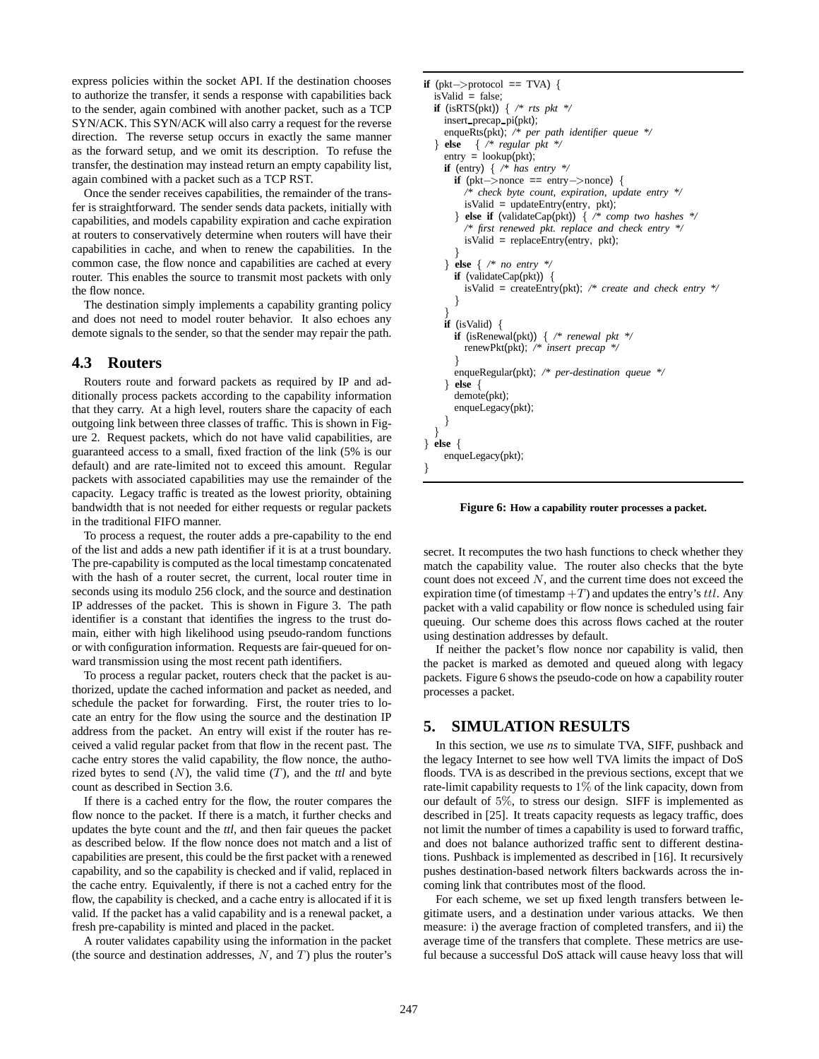express policies within the socket API. If the destination chooses to authorize the transfer, it sends a response with capabilities back to the sender, again combined with another packet, such as a TCP SYN/ACK. This SYN/ACK will also carry a request for the reverse direction. The reverse setup occurs in exactly the same manner as the forward setup, and we omit its description. To refuse the transfer, the destination may instead return an empty capability list, again combined with a packet such as a TCP RST.

Once the sender receives capabilities, the remainder of the transfer is straightforward. The sender sends data packets, initially with capabilities, and models capability expiration and cache expiration at routers to conservatively determine when routers will have their capabilities in cache, and when to renew the capabilities. In the common case, the flow nonce and capabilities are cached at every router. This enables the source to transmit most packets with only the flow nonce.

The destination simply implements a capability granting policy and does not need to model router behavior. It also echoes any demote signals to the sender, so that the sender may repair the path.

### 4.3 Routers

Routers route and forward packets as required by IP and additionally process packets according to the capability information that they carry. At a high level, routers share the capacity of each outgoing link between three classes of traffic. This is shown in Figure 2. Request packets, which do not have valid capabilities, are guaranteed access to a small, fixed fraction of the link (5% is our default) and are rate-limited not to exceed this amount. Regular packets with associated capabilities may use the remainder of the capacity. Legacy traffic is treated as the lowest priority, obtaining bandwidth that is not needed for either requests or regular packets in the traditional FIFO manner.

To process a request, the router adds a pre-capability to the end of the list and adds a new path identifier if it is at a trust boundary. The pre-capability is computed as the local timestamp concatenated with the hash of a router secret, the current, local router time in seconds using its modulo 256 clock, and the source and destination IP addresses of the packet. This is shown in Figure 3. The path identifier is a constant that identifies the ingress to the trust domain, either with high likelihood using pseudo-random functions or with configuration information. Requests are fair-queued for onward transmission using the most recent path identifiers.

To process a regular packet, routers check that the packet is authorized, update the cached information and packet as needed, and schedule the packet for forwarding. First, the router tries to locate an entry for the flow using the source and the destination IP address from the packet. An entry will exist if the router has received a valid regular packet from that flow in the recent past. The cache entry stores the valid capability, the flow nonce, the authorized bytes to send ($N$), the valid time ($T$), and the *ttl* and byte count as described in Section 3.6.

If there is a cached entry for the flow, the router compares the flow nonce to the packet. If there is a match, it further checks and updates the byte count and the *ttl*, and then fair queues the packet as described below. If the flow nonce does not match and a list of capabilities are present, this could be the first packet with a renewed capability, and so the capability is checked and if valid, replaced in the cache entry. Equivalently, if there is not a cached entry for the flow, the capability is checked, and a cache entry is allocated if it is valid. If the packet has a valid capability and is a renewal packet, a fresh pre-capability is minted and placed in the packet.

A router validates capability using the information in the packet (the source and destination addresses, $N$, and $T$) plus the router's secret. It recomputes the two hash functions to check whether they match the capability value. The router also checks that the byte count does not exceed $N$, and the current time does not exceed the expiration time (of timestamp $+T$) and updates the entry's $ttl$. Any packet with a valid capability or flow nonce is scheduled using fair queuing. Our scheme does this across flows cached at the router using destination addresses by default.

If neither the packet's flow nonce nor capability is valid, then the packet is marked as demoted and queued along with legacy packets. Figure 6 shows the pseudo-code on how a capability router processes a packet.

```
if (pkt−>protocol == TVA) {
  isValid = false;
  if (isRTS(pkt)) { /* rts pkt */
    insert_precap_pi(pkt);
    enqueRts(pkt); /* per path identifier queue */
  } else { /* regular pkt */
    entry = lookup(pkt);
    if (entry) { /* has entry */
      if (pkt−>nonce == entry−>nonce) {
        /* check byte count, expiration, update entry */
        isValid = updateEntry(entry, pkt);
      } else if (validateCap(pkt)) { /* comp two hashes */
        /* first renewed pkt. replace and check entry */
        isValid = replaceEntry(entry, pkt);
      }
    } else { /* no entry */
      if (validateCap(pkt)) {
        isValid = createEntry(pkt); /* create and check entry */
      }
    }
    if (isValid) {
      if (isRenewal(pkt)) { /* renewal pkt */
        renewPkt(pkt); /* insert precap */
      }
      enqueRegular(pkt); /* per-destination queue */
    } else {
      demote(pkt);
      enqueLegacy(pkt);
    }
  }
} else {
    enqueLegacy(pkt);
}
```

**Figure 6: How a capability router processes a packet.**

## 5. SIMULATION RESULTS

In this section, we use *ns* to simulate TVA, SIFF, pushback and the legacy Internet to see how well TVA limits the impact of DoS floods. TVA is as described in the previous sections, except that we rate-limit capability requests to $1\%$ of the link capacity, down from our default of $5\%$, to stress our design. SIFF is implemented as described in [25]. It treats capacity requests as legacy traffic, does not limit the number of times a capability is used to forward traffic, and does not balance authorized traffic sent to different destinations. Pushback is implemented as described in [16]. It recursively pushes destination-based network filters backwards across the incoming link that contributes most of the flood.

For each scheme, we set up fixed length transfers between legitimate users, and a destination under various attacks. We then measure: i) the average fraction of completed transfers, and ii) the average time of the transfers that complete. These metrics are useful because a successful DoS attack will cause heavy loss that will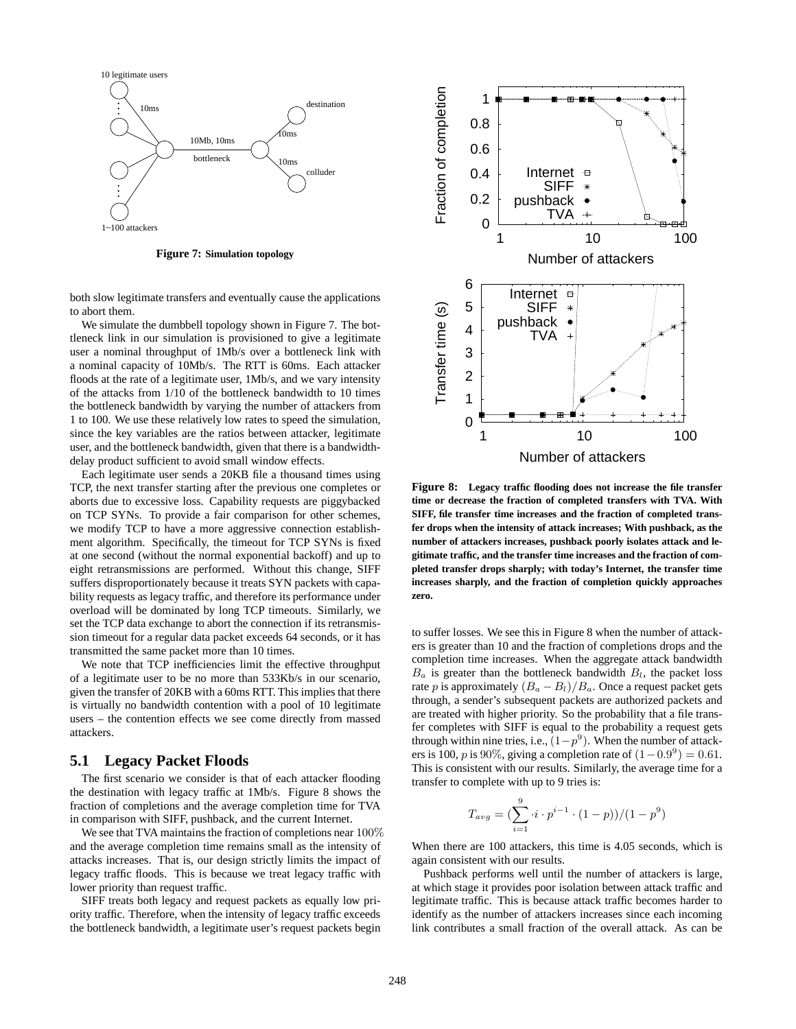**Figure 7: Simulation topology**

both slow legitimate transfers and eventually cause the applications to abort them.

We simulate the dumbbell topology shown in Figure 7. The bottleneck link in our simulation is provisioned to give a legitimate user a nominal throughput of 1Mb/s over a bottleneck link with a nominal capacity of 10Mb/s. The RTT is 60ms. Each attacker floods at the rate of a legitimate user, 1Mb/s, and we vary intensity of the attacks from 1/10 of the bottleneck bandwidth to 10 times the bottleneck bandwidth by varying the number of attackers from 1 to 100. We use these relatively low rates to speed the simulation, since the key variables are the ratios between attacker, legitimate user, and the bottleneck bandwidth, given that there is a bandwidth-delay product sufficient to avoid small window effects.

Each legitimate user sends a 20KB file a thousand times using TCP, the next transfer starting after the previous one completes or aborts due to excessive loss. Capability requests are piggybacked on TCP SYNs. To provide a fair comparison for other schemes, we modify TCP to have a more aggressive connection establishment algorithm. Specifically, the timeout for TCP SYNs is fixed at one second (without the normal exponential backoff) and up to eight retransmissions are performed. Without this change, SIFF suffers disproportionately because it treats SYN packets with capability requests as legacy traffic, and therefore its performance under overload will be dominated by long TCP timeouts. Similarly, we set the TCP data exchange to abort the connection if its retransmission timeout for a regular data packet exceeds 64 seconds, or it has transmitted the same packet more than 10 times.

We note that TCP inefficiencies limit the effective throughput of a legitimate user to be no more than 533Kb/s in our scenario, given the transfer of 20KB with a 60ms RTT. This implies that there is virtually no bandwidth contention with a pool of 10 legitimate users – the contention effects we see come directly from massed attackers.

## 5.1 Legacy Packet Floods

The first scenario we consider is that of each attacker flooding the destination with legacy traffic at 1Mb/s. Figure 8 shows the fraction of completions and the average completion time for TVA in comparison with SIFF, pushback, and the current Internet.

We see that TVA maintains the fraction of completions near 100% and the average completion time remains small as the intensity of attacks increases. That is, our design strictly limits the impact of legacy traffic floods. This is because we treat legacy traffic with lower priority than request traffic.

SIFF treats both legacy and request packets as equally low priority traffic. Therefore, when the intensity of legacy traffic exceeds the bottleneck bandwidth, a legitimate user's request packets begin to suffer losses. We see this in Figure 8 when the number of attackers is greater than 10 and the fraction of completions drops and the completion time increases. When the aggregate attack bandwidth $B_a$ is greater than the bottleneck bandwidth $B_l$, the packet loss rate $p$ is approximately $(B_a - B_l)/B_a$. Once a request packet gets through, a sender's subsequent packets are authorized packets and are treated with higher priority. So the probability that a file transfer completes with SIFF is equal to the probability a request gets through within nine tries, i.e., $(1-p^9)$. When the number of attackers is 100, $p$ is 90%, giving a completion rate of $(1-0.9^9) = 0.61$. This is consistent with our results. Similarly, the average time for a transfer to complete with up to 9 tries is:

$$T_{avg} = (\sum_{i=1}^{9} \cdot i \cdot p^{i-1} \cdot (1-p))/(1-p^9)$$

When there are 100 attackers, this time is 4.05 seconds, which is again consistent with our results.

Pushback performs well until the number of attackers is large, at which stage it provides poor isolation between attack traffic and legitimate traffic. This is because attack traffic becomes harder to identify as the number of attackers increases since each incoming link contributes a small fraction of the overall attack. As can be

**Figure 8: Legacy traffic flooding does not increase the file transfer time or decrease the fraction of completed transfers with TVA. With SIFF, file transfer time increases and the fraction of completed transfer drops when the intensity of attack increases; With pushback, as the number of attackers increases, pushback poorly isolates attack and legitimate traffic, and the transfer time increases and the fraction of completed transfer drops sharply; with today's Internet, the transfer time increases sharply, and the fraction of completion quickly approaches zero.**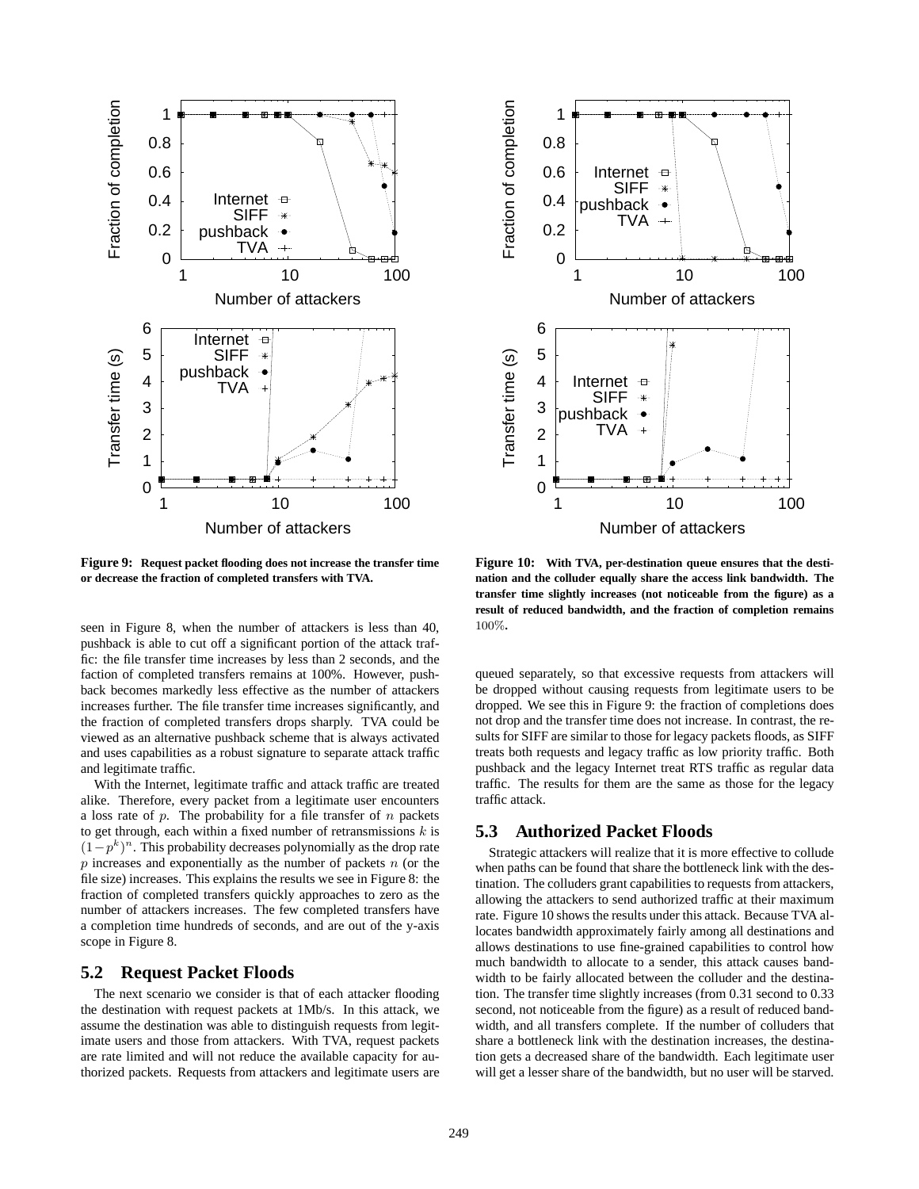**Figure 9: Request packet flooding does not increase the transfer time or decrease the fraction of completed transfers with TVA.**

**Figure 10: With TVA, per-destination queue ensures that the destination and the colluder equally share the access link bandwidth. The transfer time slightly increases (not noticeable from the figure) as a result of reduced bandwidth, and the fraction of completion remains 100%.**

seen in Figure 8, when the number of attackers is less than 40, pushback is able to cut off a significant portion of the attack traffic: the file transfer time increases by less than 2 seconds, and the faction of completed transfers remains at 100%. However, pushback becomes markedly less effective as the number of attackers increases further. The file transfer time increases significantly, and the fraction of completed transfers drops sharply. TVA could be viewed as an alternative pushback scheme that is always activated and uses capabilities as a robust signature to separate attack traffic and legitimate traffic.

With the Internet, legitimate traffic and attack traffic are treated alike. Therefore, every packet from a legitimate user encounters a loss rate of $p$. The probability for a file transfer of $n$ packets to get through, each within a fixed number of retransmissions $k$ is $(1-p^k)^n$. This probability decreases polynomially as the drop rate $p$ increases and exponentially as the number of packets $n$ (or the file size) increases. This explains the results we see in Figure 8: the fraction of completed transfers quickly approaches to zero as the number of attackers increases. The few completed transfers have a completion time hundreds of seconds, and are out of the y-axis scope in Figure 8.

## 5.2 Request Packet Floods

The next scenario we consider is that of each attacker flooding the destination with request packets at 1Mb/s. In this attack, we assume the destination was able to distinguish requests from legitimate users and those from attackers. With TVA, request packets are rate limited and will not reduce the available capacity for authorized packets. Requests from attackers and legitimate users are queued separately, so that excessive requests from attackers will be dropped without causing requests from legitimate users to be dropped. We see this in Figure 9: the fraction of completions does not drop and the transfer time does not increase. In contrast, the results for SIFF are similar to those for legacy packets floods, as SIFF treats both requests and legacy traffic as low priority traffic. Both pushback and the legacy Internet treat RTS traffic as regular data traffic. The results for them are the same as those for the legacy traffic attack.

## 5.3 Authorized Packet Floods

Strategic attackers will realize that it is more effective to collude when paths can be found that share the bottleneck link with the destination. The colluders grant capabilities to requests from attackers, allowing the attackers to send authorized traffic at their maximum rate. Figure 10 shows the results under this attack. Because TVA allocates bandwidth approximately fairly among all destinations and allows destinations to use fine-grained capabilities to control how much bandwidth to allocate to a sender, this attack causes bandwidth to be fairly allocated between the colluder and the destination. The transfer time slightly increases (from 0.31 second to 0.33 second, not noticeable from the figure) as a result of reduced bandwidth, and all transfers complete. If the number of colluders that share a bottleneck link with the destination increases, the destination gets a decreased share of the bandwidth. Each legitimate user will get a lesser share of the bandwidth, but no user will be starved.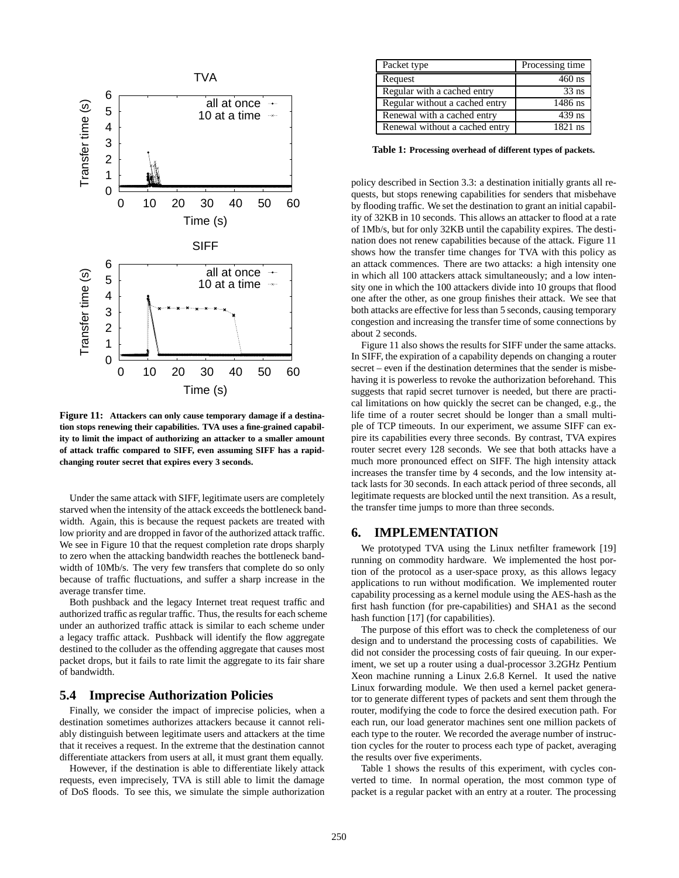**Figure 11: Attackers can only cause temporary damage if a destination stops renewing their capabilities. TVA uses a fine-grained capability to limit the impact of authorizing an attacker to a smaller amount of attack traffic compared to SIFF, even assuming SIFF has a rapid-changing router secret that expires every 3 seconds.**

Under the same attack with SIFF, legitimate users are completely starved when the intensity of the attack exceeds the bottleneck bandwidth. Again, this is because the request packets are treated with low priority and are dropped in favor of the authorized attack traffic. We see in Figure 10 that the request completion rate drops sharply to zero when the attacking bandwidth reaches the bottleneck bandwidth of 10Mb/s. The very few transfers that complete do so only because of traffic fluctuations, and suffer a sharp increase in the average transfer time.

Both pushback and the legacy Internet treat request traffic and authorized traffic as regular traffic. Thus, the results for each scheme under an authorized traffic attack is similar to each scheme under a legacy traffic attack. Pushback will identify the flow aggregate destined to the colluder as the offending aggregate that causes most packet drops, but it fails to rate limit the aggregate to its fair share of bandwidth.

## 5.4 Imprecise Authorization Policies

Finally, we consider the impact of imprecise policies, when a destination sometimes authorizes attackers because it cannot reliably distinguish between legitimate users and attackers at the time that it receives a request. In the extreme that the destination cannot differentiate attackers from users at all, it must grant them equally.

However, if the destination is able to differentiate likely attack requests, even imprecisely, TVA is still able to limit the damage of DoS floods. To see this, we simulate the simple authorization policy described in Section 3.3: a destination initially grants all requests, but stops renewing capabilities for senders that misbehave by flooding traffic. We set the destination to grant an initial capability of 32KB in 10 seconds. This allows an attacker to flood at a rate of 1Mb/s, but for only 32KB until the capability expires. The destination does not renew capabilities because of the attack. Figure 11 shows how the transfer time changes for TVA with this policy as an attack commences. There are two attacks: a high intensity one in which all 100 attackers attack simultaneously; and a low intensity one in which the 100 attackers divide into 10 groups that flood one after the other, as one group finishes their attack. We see that both attacks are effective for less than 5 seconds, causing temporary congestion and increasing the transfer time of some connections by about 2 seconds.

Figure 11 also shows the results for SIFF under the same attacks. In SIFF, the expiration of a capability depends on changing a router secret – even if the destination determines that the sender is misbehaving it is powerless to revoke the authorization beforehand. This suggests that rapid secret turnover is needed, but there are practical limitations on how quickly the secret can be changed, e.g., the life time of a router secret should be longer than a small multiple of TCP timeouts. In our experiment, we assume SIFF can expire its capabilities every three seconds. By contrast, TVA expires router secret every 128 seconds. We see that both attacks have a much more pronounced effect on SIFF. The high intensity attack increases the transfer time by 4 seconds, and the low intensity attack lasts for 30 seconds. In each attack period of three seconds, all legitimate requests are blocked until the next transition. As a result, the transfer time jumps to more than three seconds.

## 6. IMPLEMENTATION

We prototyped TVA using the Linux netfilter framework [19] running on commodity hardware. We implemented the host portion of the protocol as a user-space proxy, as this allows legacy applications to run without modification. We implemented router capability processing as a kernel module using the AES-hash as the first hash function (for pre-capabilities) and SHA1 as the second hash function [17] (for capabilities).

The purpose of this effort was to check the completeness of our design and to understand the processing costs of capabilities. We did not consider the processing costs of fair queuing. In our experiment, we set up a router using a dual-processor 3.2GHz Pentium Xeon machine running a Linux 2.6.8 Kernel. It used the native Linux forwarding module. We then used a kernel packet generator to generate different types of packets and sent them through the router, modifying the code to force the desired execution path. For each run, our load generator machines sent one million packets of each type to the router. We recorded the average number of instruction cycles for the router to process each type of packet, averaging the results over five experiments.

| Packet type | Processing time |
|---|---|
| Request | 460 ns |
| Regular with a cached entry | 33 ns |
| Regular without a cached entry | 1486 ns |
| Renewal with a cached entry | 439 ns |
| Renewal without a cached entry | 1821 ns |

**Table 1: Processing overhead of different types of packets.**

Table 1 shows the results of this experiment, with cycles converted to time. In normal operation, the most common type of packet is a regular packet with an entry at a router. The processing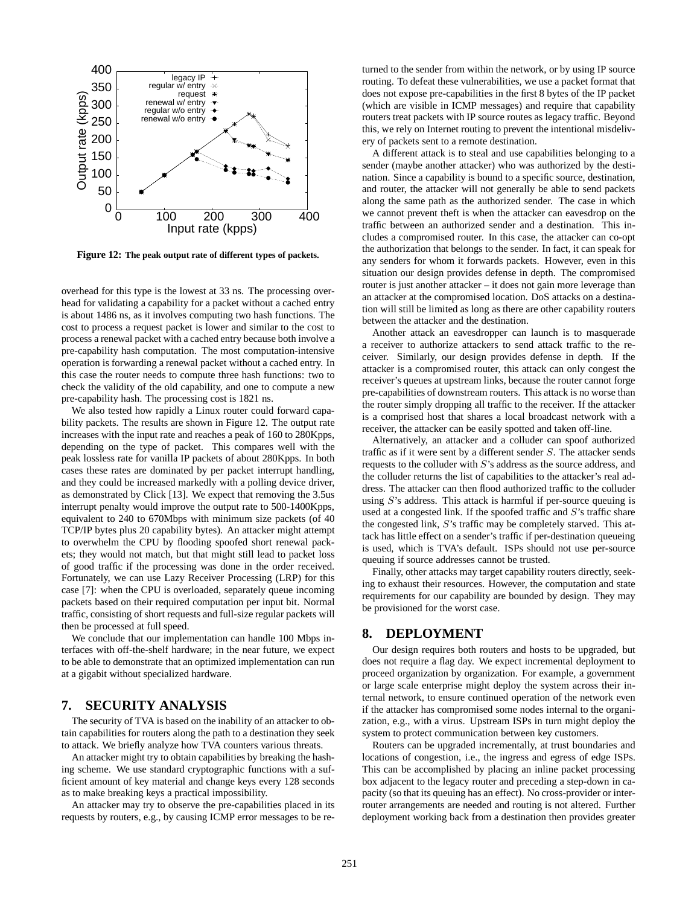400
350
300
250
200
150
100
50
0
Output rate (kpps)
0
100
200
300
400
Input rate (kpps)
legacy IP
regular w/ entry
request
renewal w/ entry
regular w/o entry
renewal w/o entry

**Figure 12: The peak output rate of different types of packets.**

overhead for this type is the lowest at 33 ns. The processing overhead for validating a capability for a packet without a cached entry is about 1486 ns, as it involves computing two hash functions. The cost to process a request packet is lower and similar to the cost to process a renewal packet with a cached entry because both involve a pre-capability hash computation. The most computation-intensive operation is forwarding a renewal packet without a cached entry. In this case the router needs to compute three hash functions: two to check the validity of the old capability, and one to compute a new pre-capability hash. The processing cost is 1821 ns.

We also tested how rapidly a Linux router could forward capability packets. The results are shown in Figure 12. The output rate increases with the input rate and reaches a peak of 160 to 280Kpps, depending on the type of packet. This compares well with the peak lossless rate for vanilla IP packets of about 280Kpps. In both cases these rates are dominated by per packet interrupt handling, and they could be increased markedly with a polling device driver, as demonstrated by Click [13]. We expect that removing the 3.5us interrupt penalty would improve the output rate to 500-1400Kpps, equivalent to 240 to 670Mbps with minimum size packets (of 40 TCP/IP bytes plus 20 capability bytes). An attacker might attempt to overwhelm the CPU by flooding spoofed short renewal packets; they would not match, but that might still lead to packet loss of good traffic if the processing was done in the order received. Fortunately, we can use Lazy Receiver Processing (LRP) for this case [7]: when the CPU is overloaded, separately queue incoming packets based on their required computation per input bit. Normal traffic, consisting of short requests and full-size regular packets will then be processed at full speed.

We conclude that our implementation can handle 100 Mbps interfaces with off-the-shelf hardware; in the near future, we expect to be able to demonstrate that an optimized implementation can run at a gigabit without specialized hardware.

## 7. SECURITY ANALYSIS

The security of TVA is based on the inability of an attacker to obtain capabilities for routers along the path to a destination they seek to attack. We briefly analyze how TVA counters various threats.

An attacker might try to obtain capabilities by breaking the hashing scheme. We use standard cryptographic functions with a sufficient amount of key material and change keys every 128 seconds as to make breaking keys a practical impossibility.

An attacker may try to observe the pre-capabilities placed in its requests by routers, e.g., by causing ICMP error messages to be returned to the sender from within the network, or by using IP source routing. To defeat these vulnerabilities, we use a packet format that does not expose pre-capabilities in the first 8 bytes of the IP packet (which are visible in ICMP messages) and require that capability routers treat packets with IP source routes as legacy traffic. Beyond this, we rely on Internet routing to prevent the intentional misdelivery of packets sent to a remote destination.

A different attack is to steal and use capabilities belonging to a sender (maybe another attacker) who was authorized by the destination. Since a capability is bound to a specific source, destination, and router, the attacker will not generally be able to send packets along the same path as the authorized sender. The case in which we cannot prevent theft is when the attacker can eavesdrop on the traffic between an authorized sender and a destination. This includes a compromised router. In this case, the attacker can co-opt the authorization that belongs to the sender. In fact, it can speak for any senders for whom it forwards packets. However, even in this situation our design provides defense in depth. The compromised router is just another attacker – it does not gain more leverage than an attacker at the compromised location. DoS attacks on a destination will still be limited as long as there are other capability routers between the attacker and the destination.

Another attack an eavesdropper can launch is to masquerade a receiver to authorize attackers to send attack traffic to the receiver. Similarly, our design provides defense in depth. If the attacker is a compromised router, this attack can only congest the receiver's queues at upstream links, because the router cannot forge pre-capabilities of downstream routers. This attack is no worse than the router simply dropping all traffic to the receiver. If the attacker is a comprised host that shares a local broadcast network with a receiver, the attacker can be easily spotted and taken off-line.

Alternatively, an attacker and a colluder can spoof authorized traffic as if it were sent by a different sender $S$. The attacker sends requests to the colluder with $S$'s address as the source address, and the colluder returns the list of capabilities to the attacker's real address. The attacker can then flood authorized traffic to the colluder using $S$'s address. This attack is harmful if per-source queuing is used at a congested link. If the spoofed traffic and $S$'s traffic share the congested link, $S$'s traffic may be completely starved. This attack has little effect on a sender's traffic if per-destination queueing is used, which is TVA's default. ISPs should not use per-source queuing if source addresses cannot be trusted.

Finally, other attacks may target capability routers directly, seeking to exhaust their resources. However, the computation and state requirements for our capability are bounded by design. They may be provisioned for the worst case.

## 8. DEPLOYMENT

Our design requires both routers and hosts to be upgraded, but does not require a flag day. We expect incremental deployment to proceed organization by organization. For example, a government or large scale enterprise might deploy the system across their internal network, to ensure continued operation of the network even if the attacker has compromised some nodes internal to the organization, e.g., with a virus. Upstream ISPs in turn might deploy the system to protect communication between key customers.

Routers can be upgraded incrementally, at trust boundaries and locations of congestion, i.e., the ingress and egress of edge ISPs. This can be accomplished by placing an inline packet processing box adjacent to the legacy router and preceding a step-down in capacity (so that its queuing has an effect). No cross-provider or inter-router arrangements are needed and routing is not altered. Further deployment working back from a destination then provides greater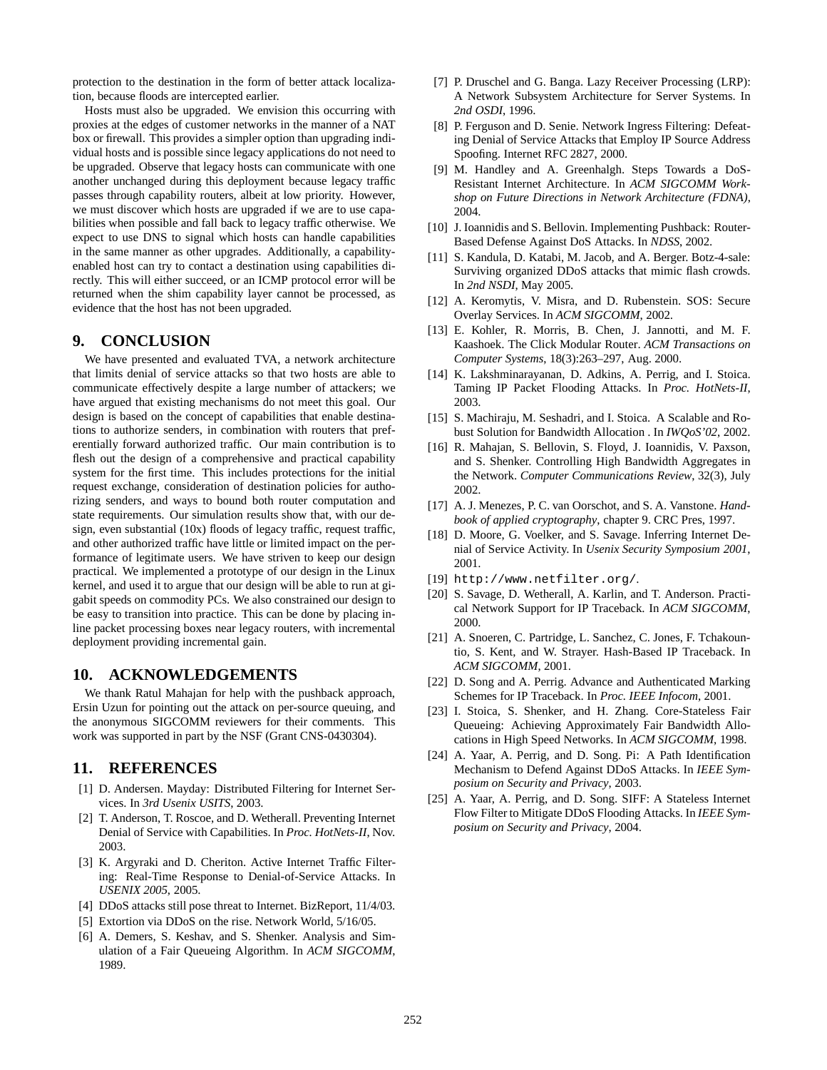protection to the destination in the form of better attack localization, because floods are intercepted earlier.

Hosts must also be upgraded. We envision this occurring with proxies at the edges of customer networks in the manner of a NAT box or firewall. This provides a simpler option than upgrading individual hosts and is possible since legacy applications do not need to be upgraded. Observe that legacy hosts can communicate with one another unchanged during this deployment because legacy traffic passes through capability routers, albeit at low priority. However, we must discover which hosts are upgraded if we are to use capabilities when possible and fall back to legacy traffic otherwise. We expect to use DNS to signal which hosts can handle capabilities in the same manner as other upgrades. Additionally, a capability-enabled host can try to contact a destination using capabilities directly. This will either succeed, or an ICMP protocol error will be returned when the shim capability layer cannot be processed, as evidence that the host has not been upgraded.

## 9. CONCLUSION

We have presented and evaluated TVA, a network architecture that limits denial of service attacks so that two hosts are able to communicate effectively despite a large number of attackers; we have argued that existing mechanisms do not meet this goal. Our design is based on the concept of capabilities that enable destinations to authorize senders, in combination with routers that preferentially forward authorized traffic. Our main contribution is to flesh out the design of a comprehensive and practical capability system for the first time. This includes protections for the initial request exchange, consideration of destination policies for authorizing senders, and ways to bound both router computation and state requirements. Our simulation results show that, with our design, even substantial (10x) floods of legacy traffic, request traffic, and other authorized traffic have little or limited impact on the performance of legitimate users. We have striven to keep our design practical. We implemented a prototype of our design in the Linux kernel, and used it to argue that our design will be able to run at gigabit speeds on commodity PCs. We also constrained our design to be easy to transition into practice. This can be done by placing inline packet processing boxes near legacy routers, with incremental deployment providing incremental gain.

## 10. ACKNOWLEDGEMENTS

We thank Ratul Mahajan for help with the pushback approach, Ersin Uzun for pointing out the attack on per-source queuing, and the anonymous SIGCOMM reviewers for their comments. This work was supported in part by the NSF (Grant CNS-0430304).

## 11. REFERENCES

[1] D. Andersen. Mayday: Distributed Filtering for Internet Services. In *3rd Usenix USITS*, 2003.

[2] T. Anderson, T. Roscoe, and D. Wetherall. Preventing Internet Denial of Service with Capabilities. In *Proc. HotNets-II*, Nov. 2003.

[3] K. Argyraki and D. Cheriton. Active Internet Traffic Filtering: Real-Time Response to Denial-of-Service Attacks. In *USENIX 2005*, 2005.

[4] DDoS attacks still pose threat to Internet. BizReport, 11/4/03.

[5] Extortion via DDoS on the rise. Network World, 5/16/05.

[6] A. Demers, S. Keshav, and S. Shenker. Analysis and Simulation of a Fair Queueing Algorithm. In *ACM SIGCOMM*, 1989.

[7] P. Druschel and G. Banga. Lazy Receiver Processing (LRP): A Network Subsystem Architecture for Server Systems. In *2nd OSDI*, 1996.

[8] P. Ferguson and D. Senie. Network Ingress Filtering: Defeating Denial of Service Attacks that Employ IP Source Address Spoofing. Internet RFC 2827, 2000.

[9] M. Handley and A. Greenhalgh. Steps Towards a DoS-Resistant Internet Architecture. In *ACM SIGCOMM Workshop on Future Directions in Network Architecture (FDNA)*, 2004.

[10] J. Ioannidis and S. Bellovin. Implementing Pushback: Router-Based Defense Against DoS Attacks. In *NDSS*, 2002.

[11] S. Kandula, D. Katabi, M. Jacob, and A. Berger. Botz-4-sale: Surviving organized DDoS attacks that mimic flash crowds. In *2nd NSDI*, May 2005.

[12] A. Keromytis, V. Misra, and D. Rubenstein. SOS: Secure Overlay Services. In *ACM SIGCOMM*, 2002.

[13] E. Kohler, R. Morris, B. Chen, J. Jannotti, and M. F. Kaashoek. The Click Modular Router. *ACM Transactions on Computer Systems*, 18(3):263–297, Aug. 2000.

[14] K. Lakshminarayanan, D. Adkins, A. Perrig, and I. Stoica. Taming IP Packet Flooding Attacks. In *Proc. HotNets-II*, 2003.

[15] S. Machiraju, M. Seshadri, and I. Stoica. A Scalable and Robust Solution for Bandwidth Allocation . In *IWQoS'02*, 2002.

[16] R. Mahajan, S. Bellovin, S. Floyd, J. Ioannidis, V. Paxson, and S. Shenker. Controlling High Bandwidth Aggregates in the Network. *Computer Communications Review*, 32(3), July 2002.

[17] A. J. Menezes, P. C. van Oorschot, and S. A. Vanstone. *Handbook of applied cryptography*, chapter 9. CRC Pres, 1997.

[18] D. Moore, G. Voelker, and S. Savage. Inferring Internet Denial of Service Activity. In *Usenix Security Symposium 2001*, 2001.

[19] `http://www.netfilter.org/`.

[20] S. Savage, D. Wetherall, A. Karlin, and T. Anderson. Practical Network Support for IP Traceback. In *ACM SIGCOMM*, 2000.

[21] A. Snoeren, C. Partridge, L. Sanchez, C. Jones, F. Tchakountio, S. Kent, and W. Strayer. Hash-Based IP Traceback. In *ACM SIGCOMM*, 2001.

[22] D. Song and A. Perrig. Advance and Authenticated Marking Schemes for IP Traceback. In *Proc. IEEE Infocom*, 2001.

[23] I. Stoica, S. Shenker, and H. Zhang. Core-Stateless Fair Queueing: Achieving Approximately Fair Bandwidth Allocations in High Speed Networks. In *ACM SIGCOMM*, 1998.

[24] A. Yaar, A. Perrig, and D. Song. Pi: A Path Identification Mechanism to Defend Against DDoS Attacks. In *IEEE Symposium on Security and Privacy*, 2003.

[25] A. Yaar, A. Perrig, and D. Song. SIFF: A Stateless Internet Flow Filter to Mitigate DDoS Flooding Attacks. In *IEEE Symposium on Security and Privacy*, 2004.